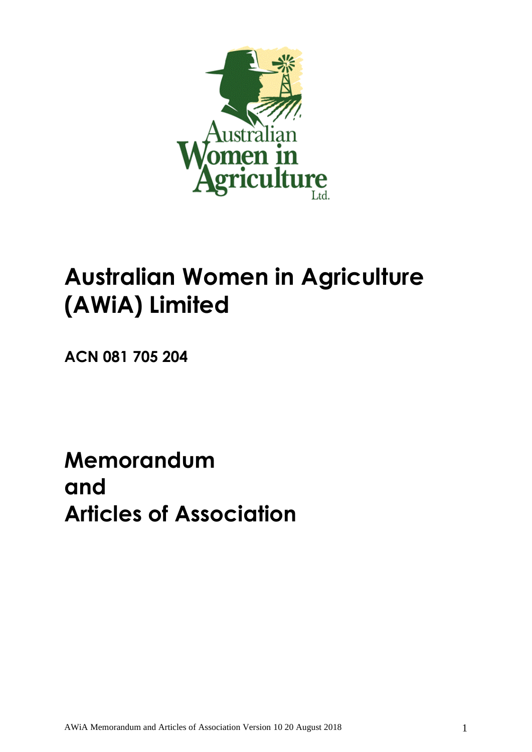# Australian Women in Agriculture (AWiA) Limited

**ACN 081 705 204**

# Memorandum
# and
# Articles of Association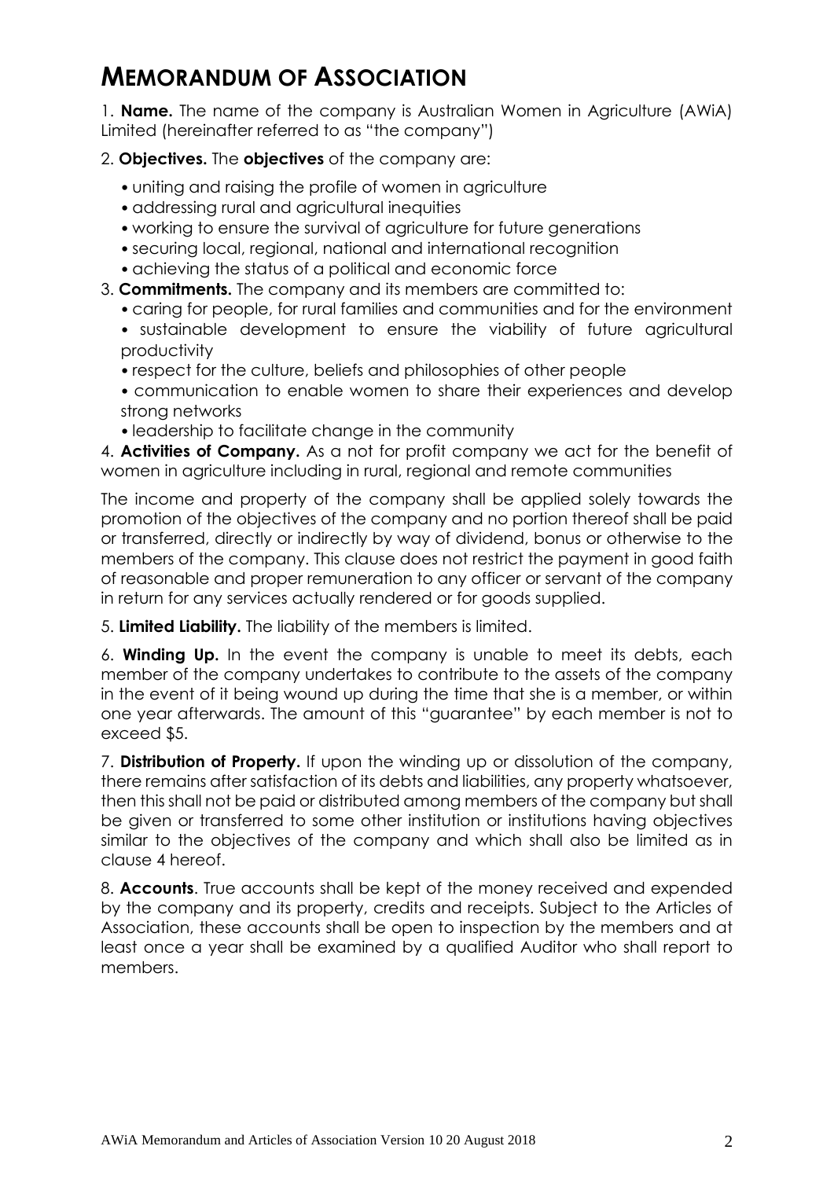# MEMORANDUM OF ASSOCIATION

1. **Name.** The name of the company is Australian Women in Agriculture (AWiA) Limited (hereinafter referred to as "the company")

2. **Objectives.** The **objectives** of the company are:
   - uniting and raising the profile of women in agriculture
   - addressing rural and agricultural inequities
   - working to ensure the survival of agriculture for future generations
   - securing local, regional, national and international recognition
   - achieving the status of a political and economic force

3. **Commitments.** The company and its members are committed to:
   - caring for people, for rural families and communities and for the environment
   - sustainable development to ensure the viability of future agricultural productivity
   - respect for the culture, beliefs and philosophies of other people
   - communication to enable women to share their experiences and develop strong networks
   - leadership to facilitate change in the community

4. **Activities of Company.** As a not for profit company we act for the benefit of women in agriculture including in rural, regional and remote communities

The income and property of the company shall be applied solely towards the promotion of the objectives of the company and no portion thereof shall be paid or transferred, directly or indirectly by way of dividend, bonus or otherwise to the members of the company. This clause does not restrict the payment in good faith of reasonable and proper remuneration to any officer or servant of the company in return for any services actually rendered or for goods supplied.

5. **Limited Liability.** The liability of the members is limited.

6. **Winding Up.** In the event the company is unable to meet its debts, each member of the company undertakes to contribute to the assets of the company in the event of it being wound up during the time that she is a member, or within one year afterwards. The amount of this "guarantee" by each member is not to exceed $5.

7. **Distribution of Property.** If upon the winding up or dissolution of the company, there remains after satisfaction of its debts and liabilities, any property whatsoever, then this shall not be paid or distributed among members of the company but shall be given or transferred to some other institution or institutions having objectives similar to the objectives of the company and which shall also be limited as in clause 4 hereof.

8. **Accounts**. True accounts shall be kept of the money received and expended by the company and its property, credits and receipts. Subject to the Articles of Association, these accounts shall be open to inspection by the members and at least once a year shall be examined by a qualified Auditor who shall report to members.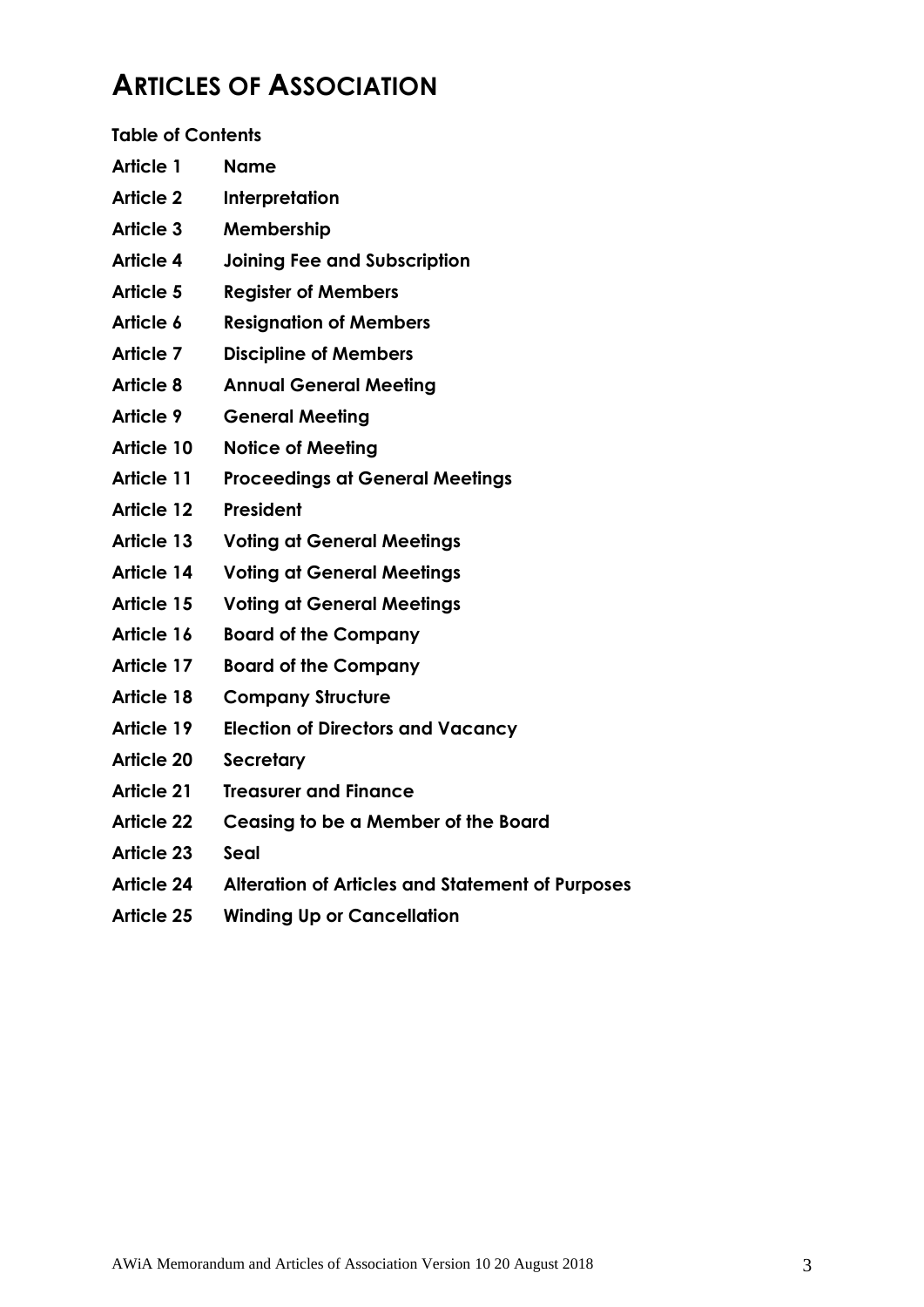# ARTICLES OF ASSOCIATION

**Table of Contents**

| | |
|---|---|
| **Article 1** | **Name** |
| **Article 2** | **Interpretation** |
| **Article 3** | **Membership** |
| **Article 4** | **Joining Fee and Subscription** |
| **Article 5** | **Register of Members** |
| **Article 6** | **Resignation of Members** |
| **Article 7** | **Discipline of Members** |
| **Article 8** | **Annual General Meeting** |
| **Article 9** | **General Meeting** |
| **Article 10** | **Notice of Meeting** |
| **Article 11** | **Proceedings at General Meetings** |
| **Article 12** | **President** |
| **Article 13** | **Voting at General Meetings** |
| **Article 14** | **Voting at General Meetings** |
| **Article 15** | **Voting at General Meetings** |
| **Article 16** | **Board of the Company** |
| **Article 17** | **Board of the Company** |
| **Article 18** | **Company Structure** |
| **Article 19** | **Election of Directors and Vacancy** |
| **Article 20** | **Secretary** |
| **Article 21** | **Treasurer and Finance** |
| **Article 22** | **Ceasing to be a Member of the Board** |
| **Article 23** | **Seal** |
| **Article 24** | **Alteration of Articles and Statement of Purposes** |
| **Article 25** | **Winding Up or Cancellation** |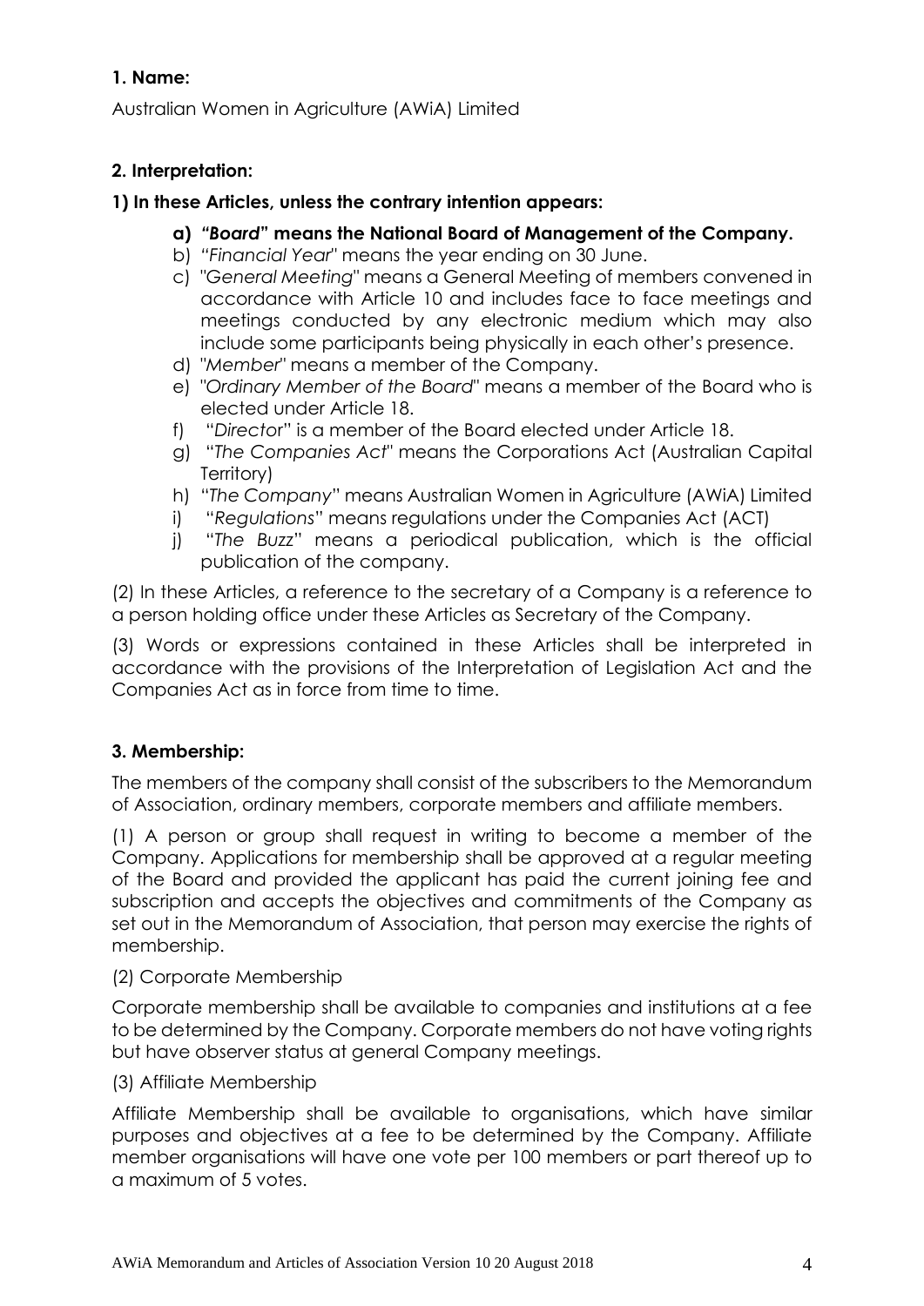**1. Name:**

Australian Women in Agriculture (AWiA) Limited

**2. Interpretation:**

**1) In these Articles, unless the contrary intention appears:**

a) ***"Board"* means the National Board of Management of the Company.**
b) *"Financial Year*" means the year ending on 30 June.
c) "*General Meeting*" means a General Meeting of members convened in accordance with Article 10 and includes face to face meetings and meetings conducted by any electronic medium which may also include some participants being physically in each other's presence.
d) "*Member*" means a member of the Company.
e) "*Ordinary Member of the Board*" means a member of the Board who is elected under Article 18.
f) "*Director*" is a member of the Board elected under Article 18.
g) "*The Companies Act*" means the Corporations Act (Australian Capital Territory)
h) "*The Company*" means Australian Women in Agriculture (AWiA) Limited
i) "*Regulations*" means regulations under the Companies Act (ACT)
j) "*The Buzz*" means a periodical publication, which is the official publication of the company.

(2) In these Articles, a reference to the secretary of a Company is a reference to a person holding office under these Articles as Secretary of the Company.

(3) Words or expressions contained in these Articles shall be interpreted in accordance with the provisions of the Interpretation of Legislation Act and the Companies Act as in force from time to time.

**3. Membership:**

The members of the company shall consist of the subscribers to the Memorandum of Association, ordinary members, corporate members and affiliate members.

(1) A person or group shall request in writing to become a member of the Company. Applications for membership shall be approved at a regular meeting of the Board and provided the applicant has paid the current joining fee and subscription and accepts the objectives and commitments of the Company as set out in the Memorandum of Association, that person may exercise the rights of membership.

(2) Corporate Membership

Corporate membership shall be available to companies and institutions at a fee to be determined by the Company. Corporate members do not have voting rights but have observer status at general Company meetings.

(3) Affiliate Membership

Affiliate Membership shall be available to organisations, which have similar purposes and objectives at a fee to be determined by the Company. Affiliate member organisations will have one vote per 100 members or part thereof up to a maximum of 5 votes.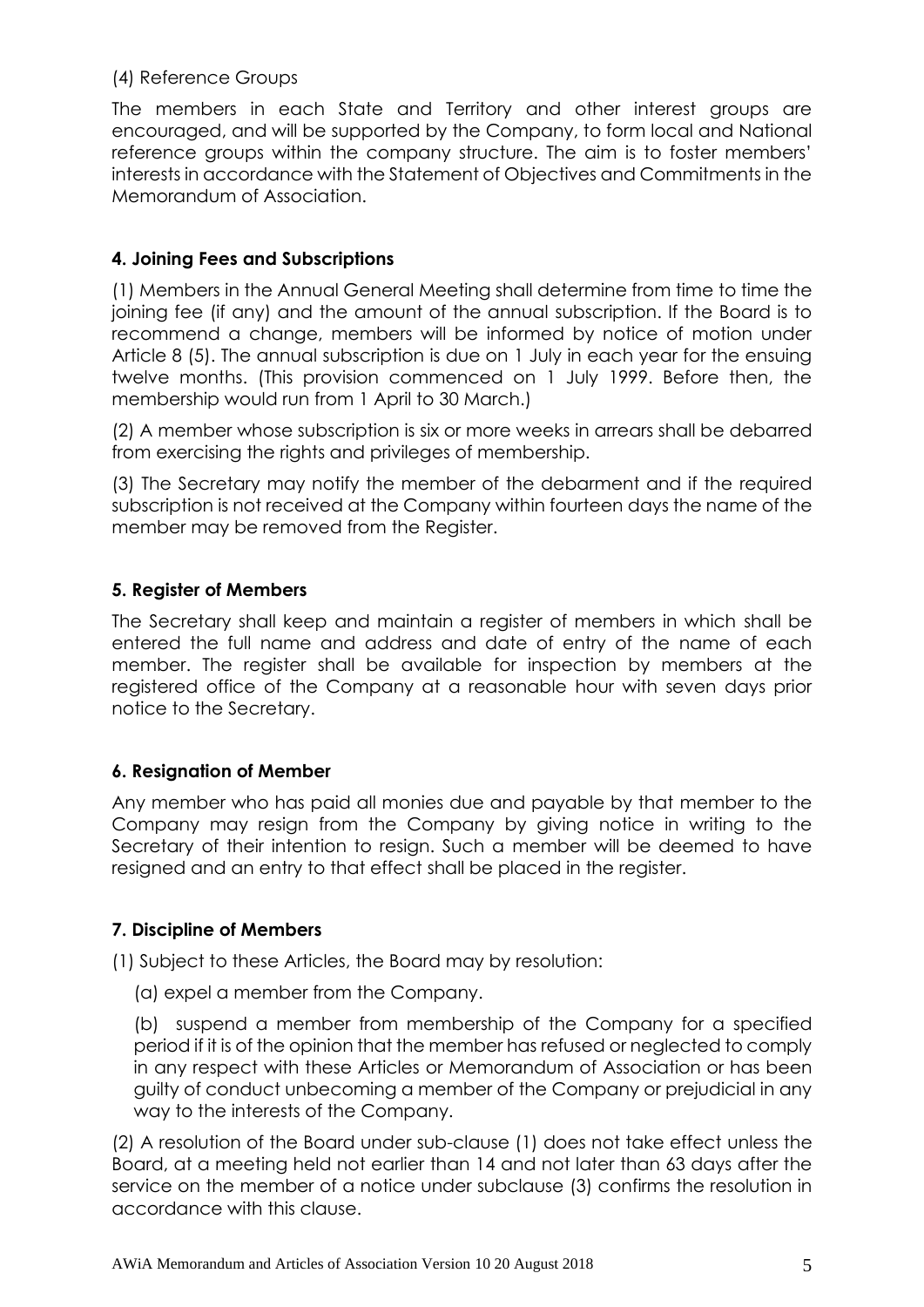(4) Reference Groups

The members in each State and Territory and other interest groups are encouraged, and will be supported by the Company, to form local and National reference groups within the company structure. The aim is to foster members' interests in accordance with the Statement of Objectives and Commitments in the Memorandum of Association.

### 4. Joining Fees and Subscriptions

(1) Members in the Annual General Meeting shall determine from time to time the joining fee (if any) and the amount of the annual subscription. If the Board is to recommend a change, members will be informed by notice of motion under Article 8 (5). The annual subscription is due on 1 July in each year for the ensuing twelve months. (This provision commenced on 1 July 1999. Before then, the membership would run from 1 April to 30 March.)

(2) A member whose subscription is six or more weeks in arrears shall be debarred from exercising the rights and privileges of membership.

(3) The Secretary may notify the member of the debarment and if the required subscription is not received at the Company within fourteen days the name of the member may be removed from the Register.

### 5. Register of Members

The Secretary shall keep and maintain a register of members in which shall be entered the full name and address and date of entry of the name of each member. The register shall be available for inspection by members at the registered office of the Company at a reasonable hour with seven days prior notice to the Secretary.

### 6. Resignation of Member

Any member who has paid all monies due and payable by that member to the Company may resign from the Company by giving notice in writing to the Secretary of their intention to resign. Such a member will be deemed to have resigned and an entry to that effect shall be placed in the register.

### 7. Discipline of Members

(1) Subject to these Articles, the Board may by resolution:

(a) expel a member from the Company.

(b) suspend a member from membership of the Company for a specified period if it is of the opinion that the member has refused or neglected to comply in any respect with these Articles or Memorandum of Association or has been guilty of conduct unbecoming a member of the Company or prejudicial in any way to the interests of the Company.

(2) A resolution of the Board under sub-clause (1) does not take effect unless the Board, at a meeting held not earlier than 14 and not later than 63 days after the service on the member of a notice under subclause (3) confirms the resolution in accordance with this clause.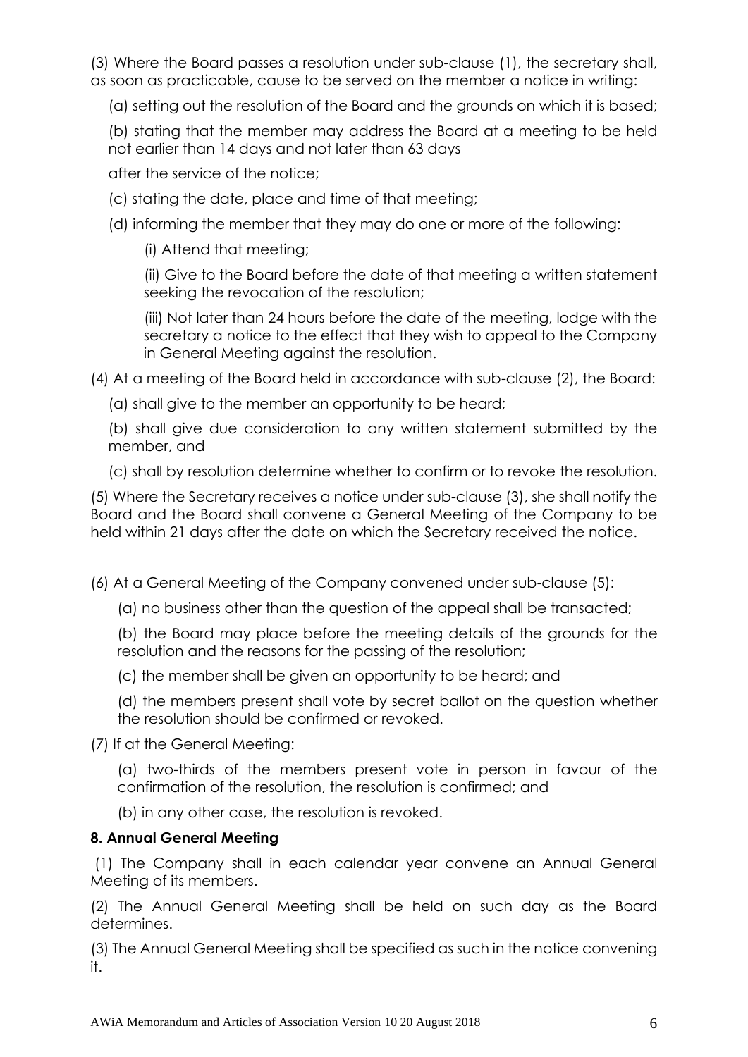(3) Where the Board passes a resolution under sub-clause (1), the secretary shall, as soon as practicable, cause to be served on the member a notice in writing:

(a) setting out the resolution of the Board and the grounds on which it is based;

(b) stating that the member may address the Board at a meeting to be held not earlier than 14 days and not later than 63 days

after the service of the notice;

(c) stating the date, place and time of that meeting;

(d) informing the member that they may do one or more of the following:

(i) Attend that meeting;

(ii) Give to the Board before the date of that meeting a written statement seeking the revocation of the resolution;

(iii) Not later than 24 hours before the date of the meeting, lodge with the secretary a notice to the effect that they wish to appeal to the Company in General Meeting against the resolution.

(4) At a meeting of the Board held in accordance with sub-clause (2), the Board:

(a) shall give to the member an opportunity to be heard;

(b) shall give due consideration to any written statement submitted by the member, and

(c) shall by resolution determine whether to confirm or to revoke the resolution.

(5) Where the Secretary receives a notice under sub-clause (3), she shall notify the Board and the Board shall convene a General Meeting of the Company to be held within 21 days after the date on which the Secretary received the notice.

(6) At a General Meeting of the Company convened under sub-clause (5):

(a) no business other than the question of the appeal shall be transacted;

(b) the Board may place before the meeting details of the grounds for the resolution and the reasons for the passing of the resolution;

(c) the member shall be given an opportunity to be heard; and

(d) the members present shall vote by secret ballot on the question whether the resolution should be confirmed or revoked.

(7) If at the General Meeting:

(a) two-thirds of the members present vote in person in favour of the confirmation of the resolution, the resolution is confirmed; and

(b) in any other case, the resolution is revoked.

**8. Annual General Meeting**

(1) The Company shall in each calendar year convene an Annual General Meeting of its members.

(2) The Annual General Meeting shall be held on such day as the Board determines.

(3) The Annual General Meeting shall be specified as such in the notice convening it.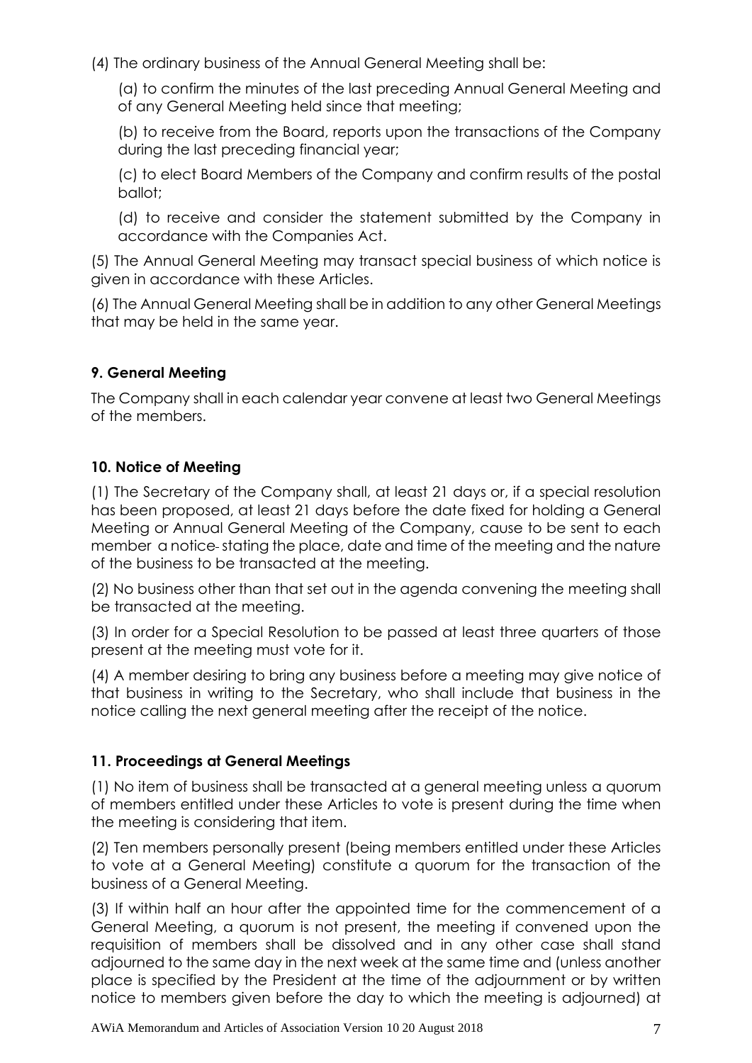(4) The ordinary business of the Annual General Meeting shall be:

(a) to confirm the minutes of the last preceding Annual General Meeting and of any General Meeting held since that meeting;

(b) to receive from the Board, reports upon the transactions of the Company during the last preceding financial year;

(c) to elect Board Members of the Company and confirm results of the postal ballot;

(d) to receive and consider the statement submitted by the Company in accordance with the Companies Act.

(5) The Annual General Meeting may transact special business of which notice is given in accordance with these Articles.

(6) The Annual General Meeting shall be in addition to any other General Meetings that may be held in the same year.

**9. General Meeting**

The Company shall in each calendar year convene at least two General Meetings of the members.

**10. Notice of Meeting**

(1) The Secretary of the Company shall, at least 21 days or, if a special resolution has been proposed, at least 21 days before the date fixed for holding a General Meeting or Annual General Meeting of the Company, cause to be sent to each member a notice stating the place, date and time of the meeting and the nature of the business to be transacted at the meeting.

(2) No business other than that set out in the agenda convening the meeting shall be transacted at the meeting.

(3) In order for a Special Resolution to be passed at least three quarters of those present at the meeting must vote for it.

(4) A member desiring to bring any business before a meeting may give notice of that business in writing to the Secretary, who shall include that business in the notice calling the next general meeting after the receipt of the notice.

**11. Proceedings at General Meetings**

(1) No item of business shall be transacted at a general meeting unless a quorum of members entitled under these Articles to vote is present during the time when the meeting is considering that item.

(2) Ten members personally present (being members entitled under these Articles to vote at a General Meeting) constitute a quorum for the transaction of the business of a General Meeting.

(3) If within half an hour after the appointed time for the commencement of a General Meeting, a quorum is not present, the meeting if convened upon the requisition of members shall be dissolved and in any other case shall stand adjourned to the same day in the next week at the same time and (unless another place is specified by the President at the time of the adjournment or by written notice to members given before the day to which the meeting is adjourned) at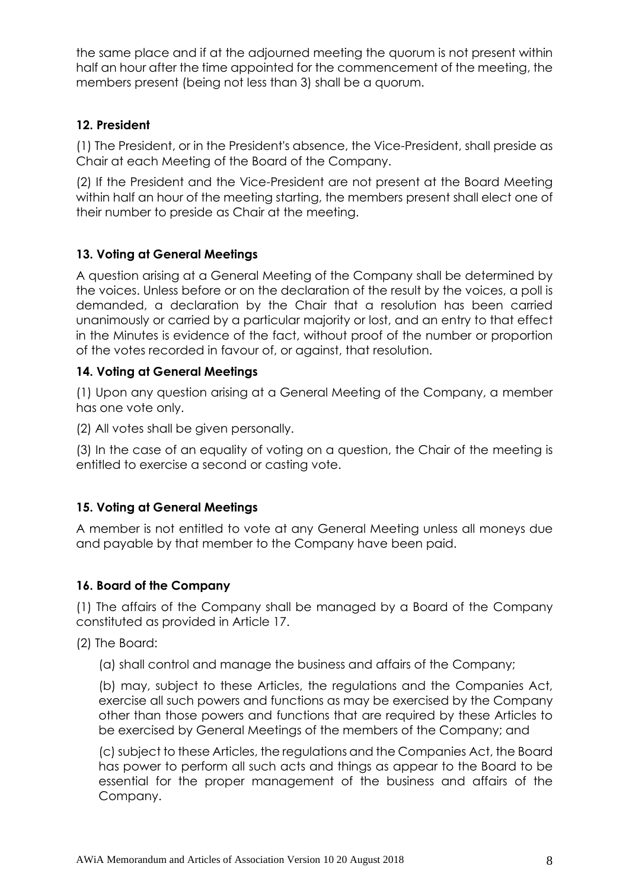the same place and if at the adjourned meeting the quorum is not present within half an hour after the time appointed for the commencement of the meeting, the members present (being not less than 3) shall be a quorum.

**12. President**

(1) The President, or in the President's absence, the Vice-President, shall preside as Chair at each Meeting of the Board of the Company.

(2) If the President and the Vice-President are not present at the Board Meeting within half an hour of the meeting starting, the members present shall elect one of their number to preside as Chair at the meeting.

**13. Voting at General Meetings**

A question arising at a General Meeting of the Company shall be determined by the voices. Unless before or on the declaration of the result by the voices, a poll is demanded, a declaration by the Chair that a resolution has been carried unanimously or carried by a particular majority or lost, and an entry to that effect in the Minutes is evidence of the fact, without proof of the number or proportion of the votes recorded in favour of, or against, that resolution.

**14. Voting at General Meetings**

(1) Upon any question arising at a General Meeting of the Company, a member has one vote only.

(2) All votes shall be given personally.

(3) In the case of an equality of voting on a question, the Chair of the meeting is entitled to exercise a second or casting vote.

**15. Voting at General Meetings**

A member is not entitled to vote at any General Meeting unless all moneys due and payable by that member to the Company have been paid.

**16. Board of the Company**

(1) The affairs of the Company shall be managed by a Board of the Company constituted as provided in Article 17.

(2) The Board:

(a) shall control and manage the business and affairs of the Company;

(b) may, subject to these Articles, the regulations and the Companies Act, exercise all such powers and functions as may be exercised by the Company other than those powers and functions that are required by these Articles to be exercised by General Meetings of the members of the Company; and

(c) subject to these Articles, the regulations and the Companies Act, the Board has power to perform all such acts and things as appear to the Board to be essential for the proper management of the business and affairs of the Company.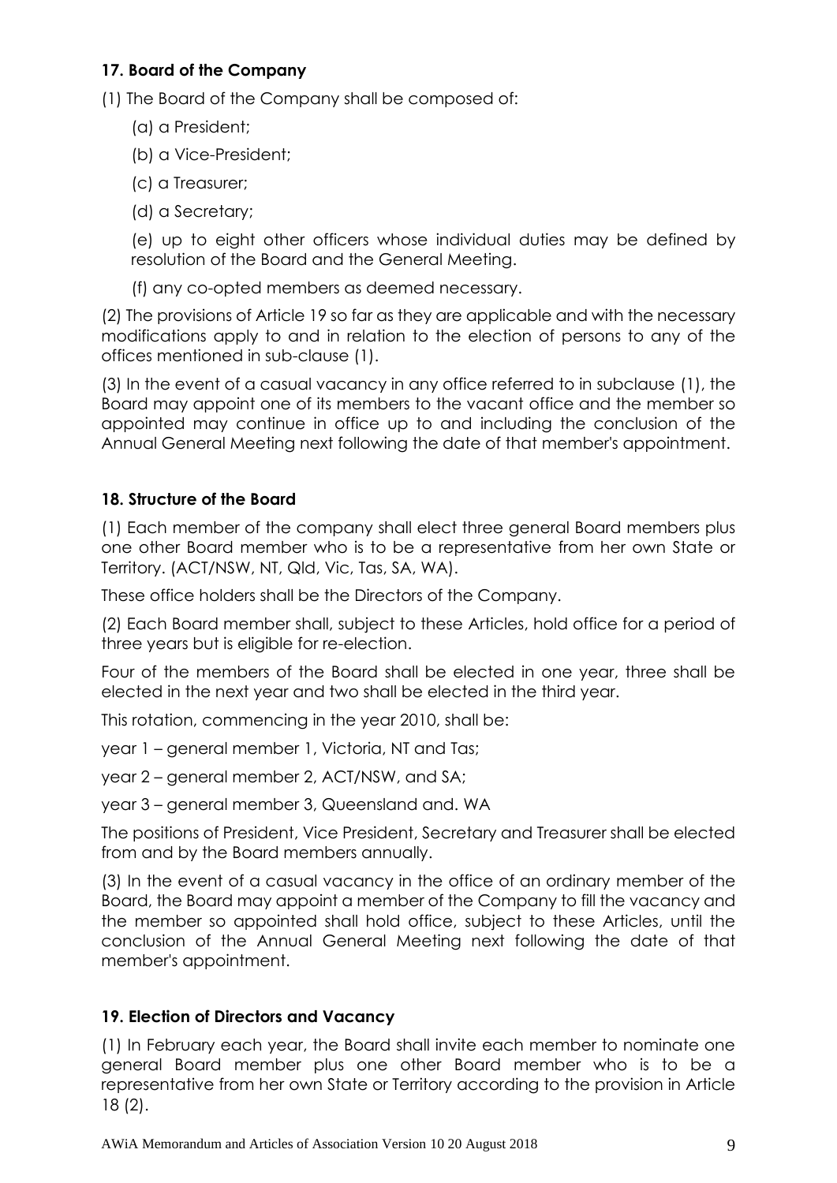### 17. Board of the Company

(1) The Board of the Company shall be composed of:

(a) a President;

(b) a Vice-President;

(c) a Treasurer;

(d) a Secretary;

(e) up to eight other officers whose individual duties may be defined by resolution of the Board and the General Meeting.

(f) any co-opted members as deemed necessary.

(2) The provisions of Article 19 so far as they are applicable and with the necessary modifications apply to and in relation to the election of persons to any of the offices mentioned in sub-clause (1).

(3) In the event of a casual vacancy in any office referred to in subclause (1), the Board may appoint one of its members to the vacant office and the member so appointed may continue in office up to and including the conclusion of the Annual General Meeting next following the date of that member's appointment.

### 18. Structure of the Board

(1) Each member of the company shall elect three general Board members plus one other Board member who is to be a representative from her own State or Territory. (ACT/NSW, NT, Qld, Vic, Tas, SA, WA).

These office holders shall be the Directors of the Company.

(2) Each Board member shall, subject to these Articles, hold office for a period of three years but is eligible for re-election.

Four of the members of the Board shall be elected in one year, three shall be elected in the next year and two shall be elected in the third year.

This rotation, commencing in the year 2010, shall be:

year 1 – general member 1, Victoria, NT and Tas;

year 2 – general member 2, ACT/NSW, and SA;

year 3 – general member 3, Queensland and. WA

The positions of President, Vice President, Secretary and Treasurer shall be elected from and by the Board members annually.

(3) In the event of a casual vacancy in the office of an ordinary member of the Board, the Board may appoint a member of the Company to fill the vacancy and the member so appointed shall hold office, subject to these Articles, until the conclusion of the Annual General Meeting next following the date of that member's appointment.

### 19. Election of Directors and Vacancy

(1) In February each year, the Board shall invite each member to nominate one general Board member plus one other Board member who is to be a representative from her own State or Territory according to the provision in Article 18 (2).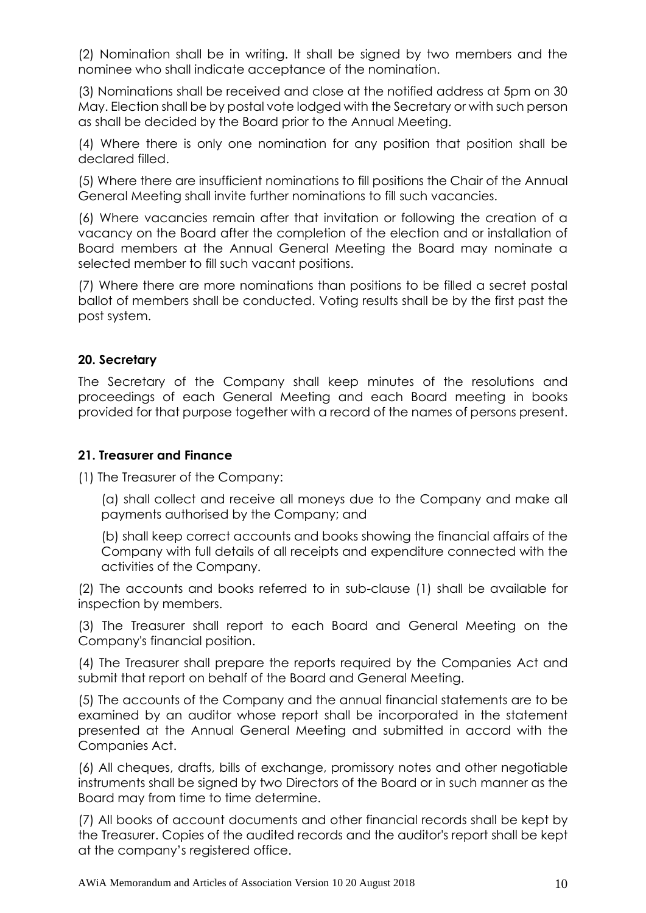(2) Nomination shall be in writing. It shall be signed by two members and the nominee who shall indicate acceptance of the nomination.

(3) Nominations shall be received and close at the notified address at 5pm on 30 May. Election shall be by postal vote lodged with the Secretary or with such person as shall be decided by the Board prior to the Annual Meeting.

(4) Where there is only one nomination for any position that position shall be declared filled.

(5) Where there are insufficient nominations to fill positions the Chair of the Annual General Meeting shall invite further nominations to fill such vacancies.

(6) Where vacancies remain after that invitation or following the creation of a vacancy on the Board after the completion of the election and or installation of Board members at the Annual General Meeting the Board may nominate a selected member to fill such vacant positions.

(7) Where there are more nominations than positions to be filled a secret postal ballot of members shall be conducted. Voting results shall be by the first past the post system.

### 20. Secretary

The Secretary of the Company shall keep minutes of the resolutions and proceedings of each General Meeting and each Board meeting in books provided for that purpose together with a record of the names of persons present.

### 21. Treasurer and Finance

(1) The Treasurer of the Company:

(a) shall collect and receive all moneys due to the Company and make all payments authorised by the Company; and

(b) shall keep correct accounts and books showing the financial affairs of the Company with full details of all receipts and expenditure connected with the activities of the Company.

(2) The accounts and books referred to in sub-clause (1) shall be available for inspection by members.

(3) The Treasurer shall report to each Board and General Meeting on the Company's financial position.

(4) The Treasurer shall prepare the reports required by the Companies Act and submit that report on behalf of the Board and General Meeting.

(5) The accounts of the Company and the annual financial statements are to be examined by an auditor whose report shall be incorporated in the statement presented at the Annual General Meeting and submitted in accord with the Companies Act.

(6) All cheques, drafts, bills of exchange, promissory notes and other negotiable instruments shall be signed by two Directors of the Board or in such manner as the Board may from time to time determine.

(7) All books of account documents and other financial records shall be kept by the Treasurer. Copies of the audited records and the auditor's report shall be kept at the company's registered office.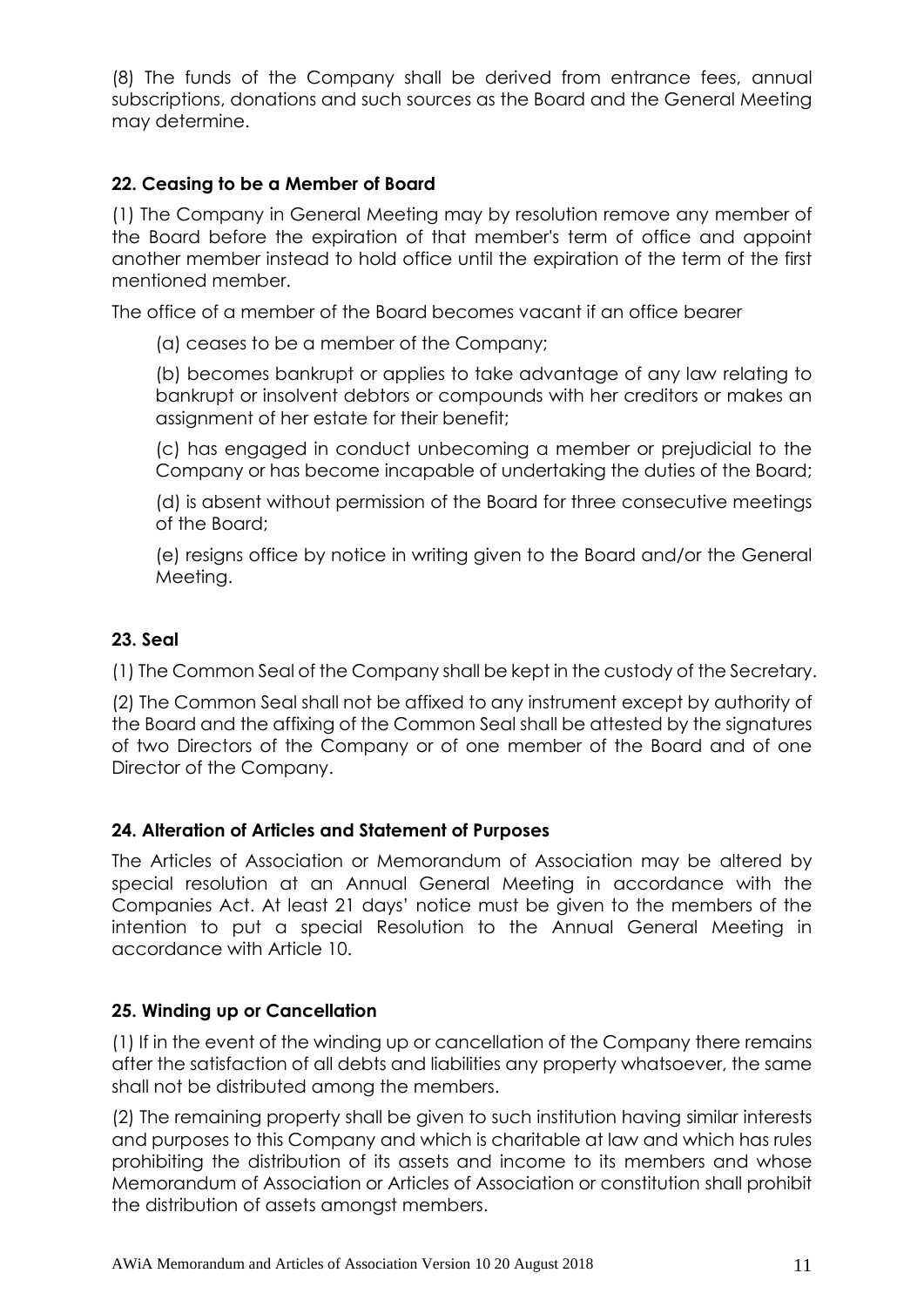(8) The funds of the Company shall be derived from entrance fees, annual subscriptions, donations and such sources as the Board and the General Meeting may determine.

**22. Ceasing to be a Member of Board**

(1) The Company in General Meeting may by resolution remove any member of the Board before the expiration of that member's term of office and appoint another member instead to hold office until the expiration of the term of the first mentioned member.

The office of a member of the Board becomes vacant if an office bearer

(a) ceases to be a member of the Company;

(b) becomes bankrupt or applies to take advantage of any law relating to bankrupt or insolvent debtors or compounds with her creditors or makes an assignment of her estate for their benefit;

(c) has engaged in conduct unbecoming a member or prejudicial to the Company or has become incapable of undertaking the duties of the Board;

(d) is absent without permission of the Board for three consecutive meetings of the Board;

(e) resigns office by notice in writing given to the Board and/or the General Meeting.

**23. Seal**

(1) The Common Seal of the Company shall be kept in the custody of the Secretary.

(2) The Common Seal shall not be affixed to any instrument except by authority of the Board and the affixing of the Common Seal shall be attested by the signatures of two Directors of the Company or of one member of the Board and of one Director of the Company.

**24. Alteration of Articles and Statement of Purposes**

The Articles of Association or Memorandum of Association may be altered by special resolution at an Annual General Meeting in accordance with the Companies Act. At least 21 days' notice must be given to the members of the intention to put a special Resolution to the Annual General Meeting in accordance with Article 10.

**25. Winding up or Cancellation**

(1) If in the event of the winding up or cancellation of the Company there remains after the satisfaction of all debts and liabilities any property whatsoever, the same shall not be distributed among the members.

(2) The remaining property shall be given to such institution having similar interests and purposes to this Company and which is charitable at law and which has rules prohibiting the distribution of its assets and income to its members and whose Memorandum of Association or Articles of Association or constitution shall prohibit the distribution of assets amongst members.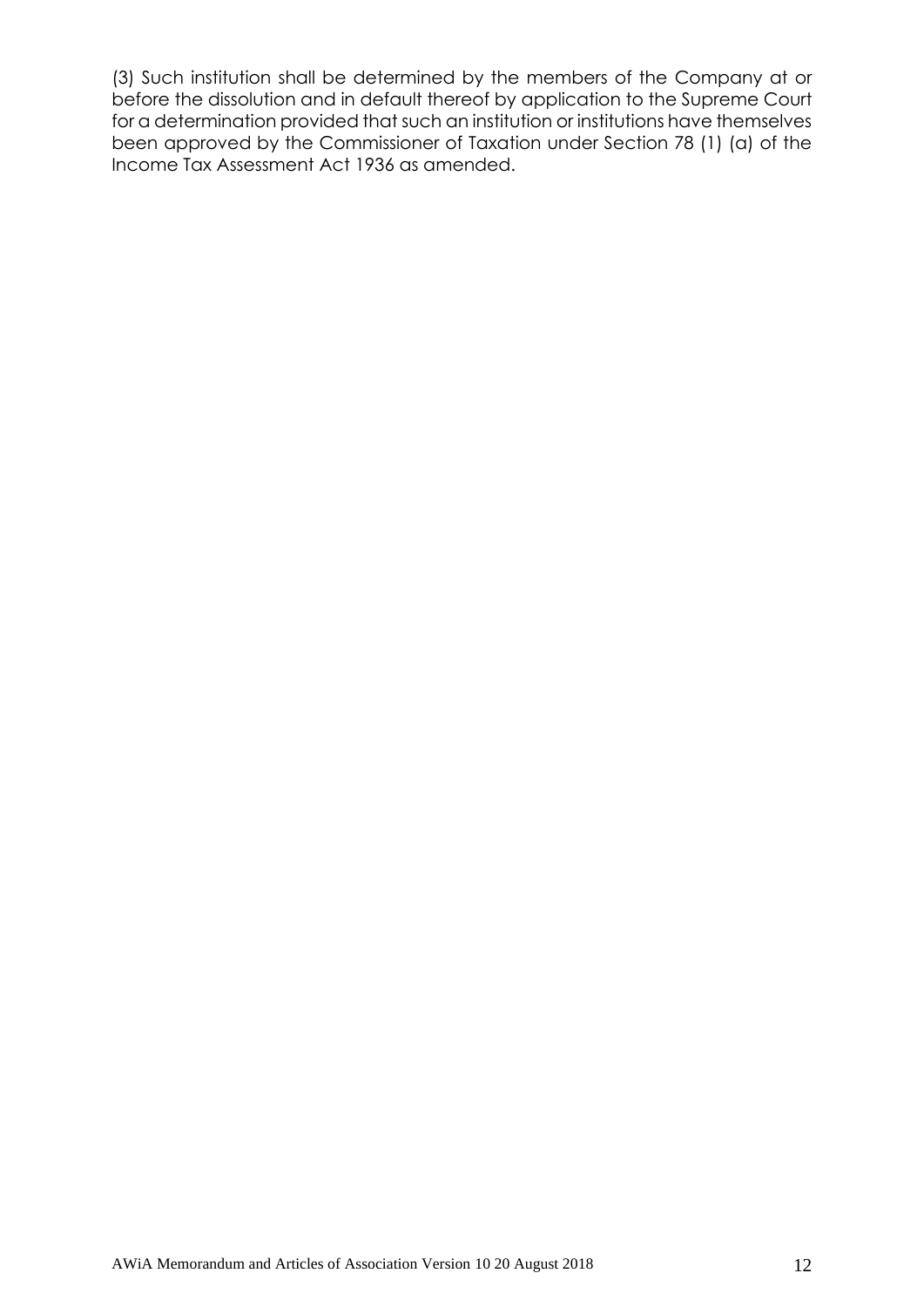(3) Such institution shall be determined by the members of the Company at or before the dissolution and in default thereof by application to the Supreme Court for a determination provided that such an institution or institutions have themselves been approved by the Commissioner of Taxation under Section 78 (1) (a) of the Income Tax Assessment Act 1936 as amended.